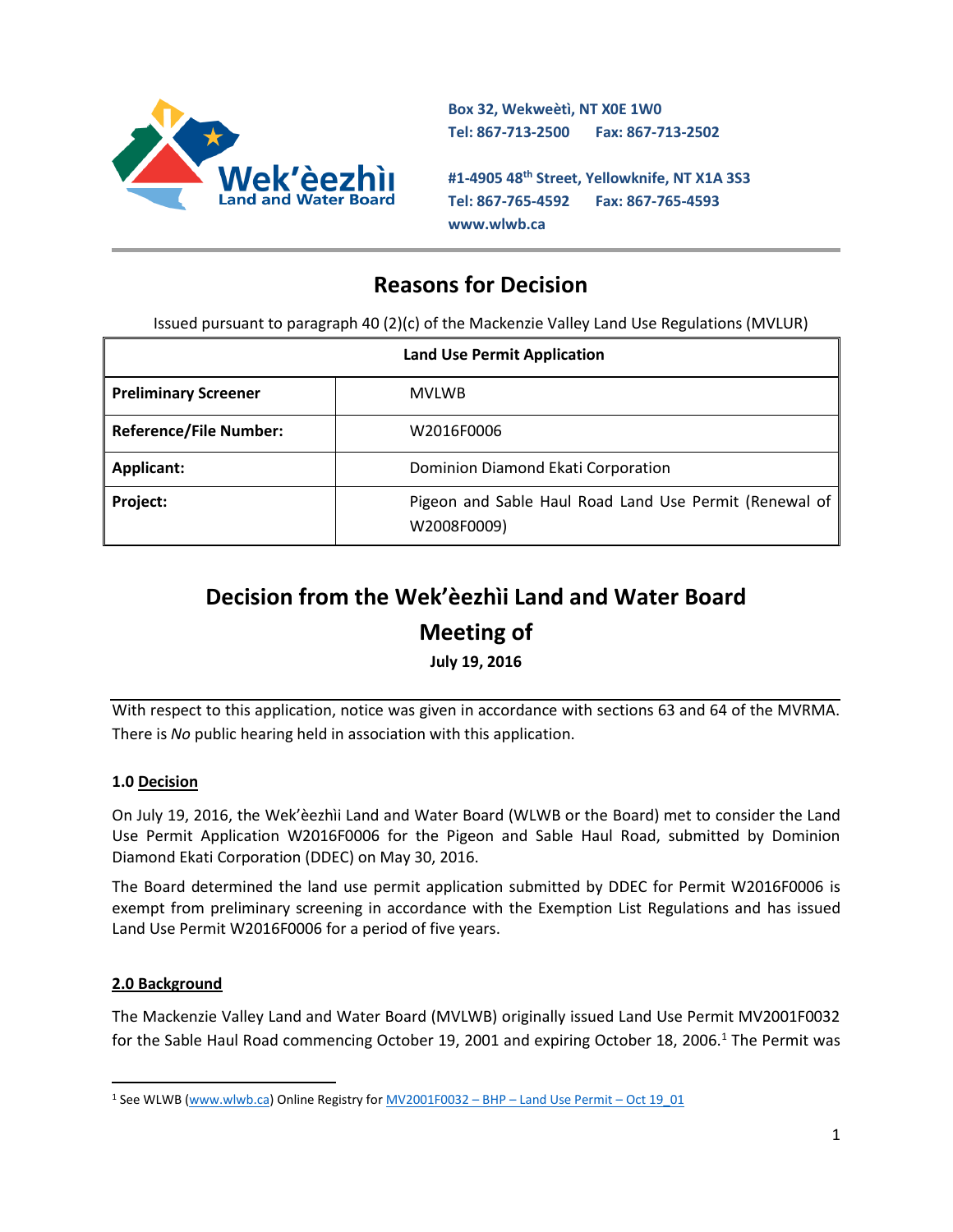Box 32, Wekweètì, NT X0E 1W0
Tel: 867-713-2500 Fax: 867-713-2502

#1-4905 48th Street, Yellowknife, NT X1A 3S3
Tel: 867-765-4592 Fax: 867-765-4593
www.wlwb.ca

# Reasons for Decision

Issued pursuant to paragraph 40 (2)(c) of the Mackenzie Valley Land Use Regulations (MVLUR)

| Land Use Permit Application | |
|---|---|
| **Preliminary Screener** | MVLWB |
| **Reference/File Number:** | W2016F0006 |
| **Applicant:** | Dominion Diamond Ekati Corporation |
| **Project:** | Pigeon and Sable Haul Road Land Use Permit (Renewal of W2008F0009) |

# Decision from the Wek'èezhìi Land and Water Board Meeting of

**July 19, 2016**

With respect to this application, notice was given in accordance with sections 63 and 64 of the MVRMA. There is *No* public hearing held in association with this application.

## 1.0 Decision

On July 19, 2016, the Wek'èezhìi Land and Water Board (WLWB or the Board) met to consider the Land Use Permit Application W2016F0006 for the Pigeon and Sable Haul Road, submitted by Dominion Diamond Ekati Corporation (DDEC) on May 30, 2016.

The Board determined the land use permit application submitted by DDEC for Permit W2016F0006 is exempt from preliminary screening in accordance with the Exemption List Regulations and has issued Land Use Permit W2016F0006 for a period of five years.

## 2.0 Background

The Mackenzie Valley Land and Water Board (MVLWB) originally issued Land Use Permit MV2001F0032 for the Sable Haul Road commencing October 19, 2001 and expiring October 18, 2006.[1] The Permit was

[1] See WLWB (www.wlwb.ca) Online Registry for MV2001F0032 – BHP – Land Use Permit – Oct 19_01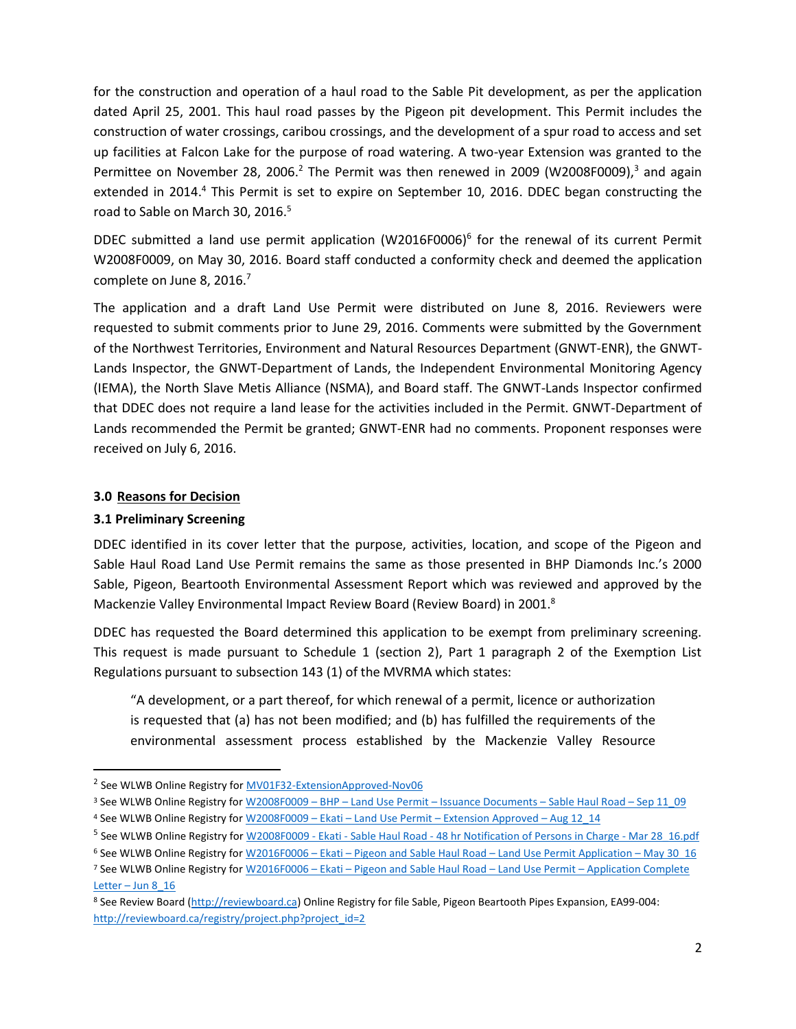for the construction and operation of a haul road to the Sable Pit development, as per the application dated April 25, 2001. This haul road passes by the Pigeon pit development. This Permit includes the construction of water crossings, caribou crossings, and the development of a spur road to access and set up facilities at Falcon Lake for the purpose of road watering. A two-year Extension was granted to the Permittee on November 28, 2006.[2] The Permit was then renewed in 2009 (W2008F0009),[3] and again extended in 2014.[4] This Permit is set to expire on September 10, 2016. DDEC began constructing the road to Sable on March 30, 2016.[5]

DDEC submitted a land use permit application (W2016F0006)[6] for the renewal of its current Permit W2008F0009, on May 30, 2016. Board staff conducted a conformity check and deemed the application complete on June 8, 2016.[7]

The application and a draft Land Use Permit were distributed on June 8, 2016. Reviewers were requested to submit comments prior to June 29, 2016. Comments were submitted by the Government of the Northwest Territories, Environment and Natural Resources Department (GNWT-ENR), the GNWT-Lands Inspector, the GNWT-Department of Lands, the Independent Environmental Monitoring Agency (IEMA), the North Slave Metis Alliance (NSMA), and Board staff. The GNWT-Lands Inspector confirmed that DDEC does not require a land lease for the activities included in the Permit. GNWT-Department of Lands recommended the Permit be granted; GNWT-ENR had no comments. Proponent responses were received on July 6, 2016.

## 3.0 Reasons for Decision

### 3.1 Preliminary Screening

DDEC identified in its cover letter that the purpose, activities, location, and scope of the Pigeon and Sable Haul Road Land Use Permit remains the same as those presented in BHP Diamonds Inc.'s 2000 Sable, Pigeon, Beartooth Environmental Assessment Report which was reviewed and approved by the Mackenzie Valley Environmental Impact Review Board (Review Board) in 2001.[8]

DDEC has requested the Board determined this application to be exempt from preliminary screening. This request is made pursuant to Schedule 1 (section 2), Part 1 paragraph 2 of the Exemption List Regulations pursuant to subsection 143 (1) of the MVRMA which states:

> "A development, or a part thereof, for which renewal of a permit, licence or authorization is requested that (a) has not been modified; and (b) has fulfilled the requirements of the environmental assessment process established by the Mackenzie Valley Resource

---

[2] See WLWB Online Registry for MV01F32-ExtensionApproved-Nov06

[3] See WLWB Online Registry for W2008F0009 – BHP – Land Use Permit – Issuance Documents – Sable Haul Road – Sep 11_09

[4] See WLWB Online Registry for W2008F0009 – Ekati – Land Use Permit – Extension Approved – Aug 12_14

[5] See WLWB Online Registry for W2008F0009 - Ekati - Sable Haul Road - 48 hr Notification of Persons in Charge - Mar 28_16.pdf

[6] See WLWB Online Registry for W2016F0006 – Ekati – Pigeon and Sable Haul Road – Land Use Permit Application – May 30_16

[7] See WLWB Online Registry for W2016F0006 – Ekati – Pigeon and Sable Haul Road – Land Use Permit – Application Complete Letter – Jun 8_16

[8] See Review Board (http://reviewboard.ca) Online Registry for file Sable, Pigeon Beartooth Pipes Expansion, EA99-004: http://reviewboard.ca/registry/project.php?project_id=2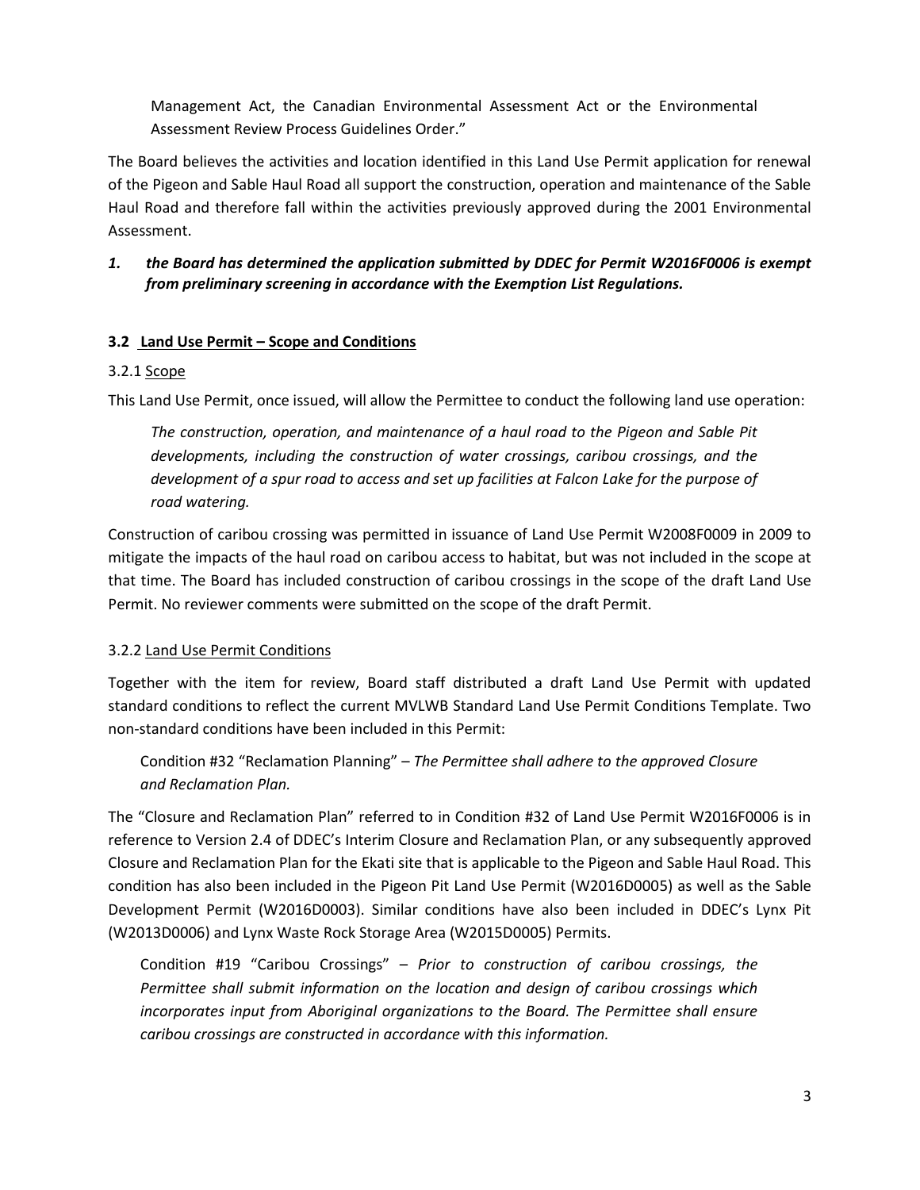Management Act, the Canadian Environmental Assessment Act or the Environmental Assessment Review Process Guidelines Order."

The Board believes the activities and location identified in this Land Use Permit application for renewal of the Pigeon and Sable Haul Road all support the construction, operation and maintenance of the Sable Haul Road and therefore fall within the activities previously approved during the 2001 Environmental Assessment.

1. ***the Board has determined the application submitted by DDEC for Permit W2016F0006 is exempt from preliminary screening in accordance with the Exemption List Regulations.***

### 3.2 Land Use Permit – Scope and Conditions

#### 3.2.1 Scope

This Land Use Permit, once issued, will allow the Permittee to conduct the following land use operation:

> *The construction, operation, and maintenance of a haul road to the Pigeon and Sable Pit developments, including the construction of water crossings, caribou crossings, and the development of a spur road to access and set up facilities at Falcon Lake for the purpose of road watering.*

Construction of caribou crossing was permitted in issuance of Land Use Permit W2008F0009 in 2009 to mitigate the impacts of the haul road on caribou access to habitat, but was not included in the scope at that time. The Board has included construction of caribou crossings in the scope of the draft Land Use Permit. No reviewer comments were submitted on the scope of the draft Permit.

#### 3.2.2 Land Use Permit Conditions

Together with the item for review, Board staff distributed a draft Land Use Permit with updated standard conditions to reflect the current MVLWB Standard Land Use Permit Conditions Template. Two non-standard conditions have been included in this Permit:

> Condition #32 "Reclamation Planning" – *The Permittee shall adhere to the approved Closure and Reclamation Plan.*

The "Closure and Reclamation Plan" referred to in Condition #32 of Land Use Permit W2016F0006 is in reference to Version 2.4 of DDEC's Interim Closure and Reclamation Plan, or any subsequently approved Closure and Reclamation Plan for the Ekati site that is applicable to the Pigeon and Sable Haul Road. This condition has also been included in the Pigeon Pit Land Use Permit (W2016D0005) as well as the Sable Development Permit (W2016D0003). Similar conditions have also been included in DDEC's Lynx Pit (W2013D0006) and Lynx Waste Rock Storage Area (W2015D0005) Permits.

> Condition #19 "Caribou Crossings" – *Prior to construction of caribou crossings, the Permittee shall submit information on the location and design of caribou crossings which incorporates input from Aboriginal organizations to the Board. The Permittee shall ensure caribou crossings are constructed in accordance with this information.*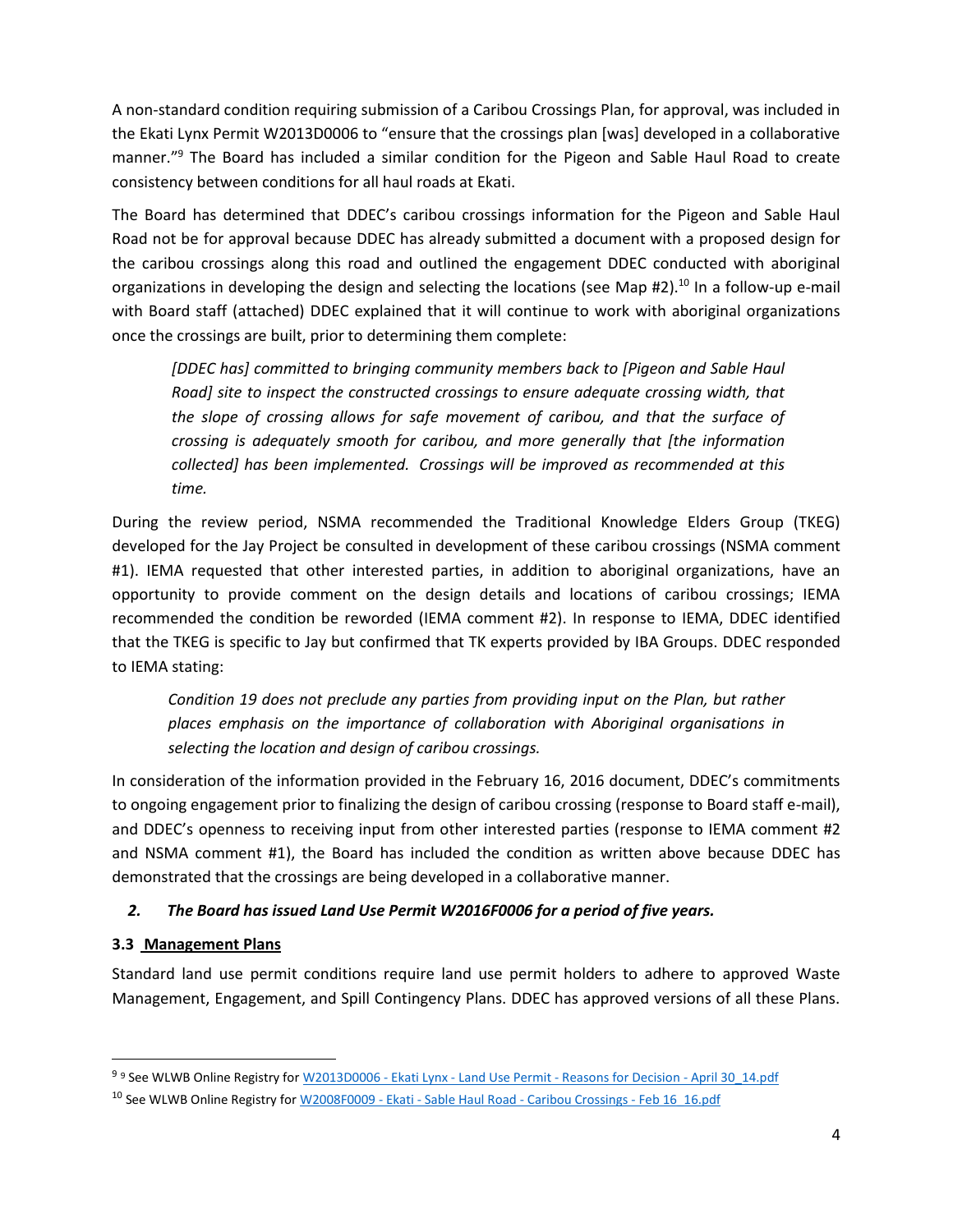A non-standard condition requiring submission of a Caribou Crossings Plan, for approval, was included in the Ekati Lynx Permit W2013D0006 to "ensure that the crossings plan [was] developed in a collaborative manner."[9] The Board has included a similar condition for the Pigeon and Sable Haul Road to create consistency between conditions for all haul roads at Ekati.

The Board has determined that DDEC's caribou crossings information for the Pigeon and Sable Haul Road not be for approval because DDEC has already submitted a document with a proposed design for the caribou crossings along this road and outlined the engagement DDEC conducted with aboriginal organizations in developing the design and selecting the locations (see Map #2).[10] In a follow-up e-mail with Board staff (attached) DDEC explained that it will continue to work with aboriginal organizations once the crossings are built, prior to determining them complete:

> *[DDEC has] committed to bringing community members back to [Pigeon and Sable Haul Road] site to inspect the constructed crossings to ensure adequate crossing width, that the slope of crossing allows for safe movement of caribou, and that the surface of crossing is adequately smooth for caribou, and more generally that [the information collected] has been implemented. Crossings will be improved as recommended at this time.*

During the review period, NSMA recommended the Traditional Knowledge Elders Group (TKEG) developed for the Jay Project be consulted in development of these caribou crossings (NSMA comment #1). IEMA requested that other interested parties, in addition to aboriginal organizations, have an opportunity to provide comment on the design details and locations of caribou crossings; IEMA recommended the condition be reworded (IEMA comment #2). In response to IEMA, DDEC identified that the TKEG is specific to Jay but confirmed that TK experts provided by IBA Groups. DDEC responded to IEMA stating:

> *Condition 19 does not preclude any parties from providing input on the Plan, but rather places emphasis on the importance of collaboration with Aboriginal organisations in selecting the location and design of caribou crossings.*

In consideration of the information provided in the February 16, 2016 document, DDEC's commitments to ongoing engagement prior to finalizing the design of caribou crossing (response to Board staff e-mail), and DDEC's openness to receiving input from other interested parties (response to IEMA comment #2 and NSMA comment #1), the Board has included the condition as written above because DDEC has demonstrated that the crossings are being developed in a collaborative manner.

2. ***The Board has issued Land Use Permit W2016F0006 for a period of five years.***

### 3.3 Management Plans

Standard land use permit conditions require land use permit holders to adhere to approved Waste Management, Engagement, and Spill Contingency Plans. DDEC has approved versions of all these Plans.

---

[9] [9] See WLWB Online Registry for W2013D0006 - Ekati Lynx - Land Use Permit - Reasons for Decision - April 30_14.pdf

[10] See WLWB Online Registry for W2008F0009 - Ekati - Sable Haul Road - Caribou Crossings - Feb 16 16.pdf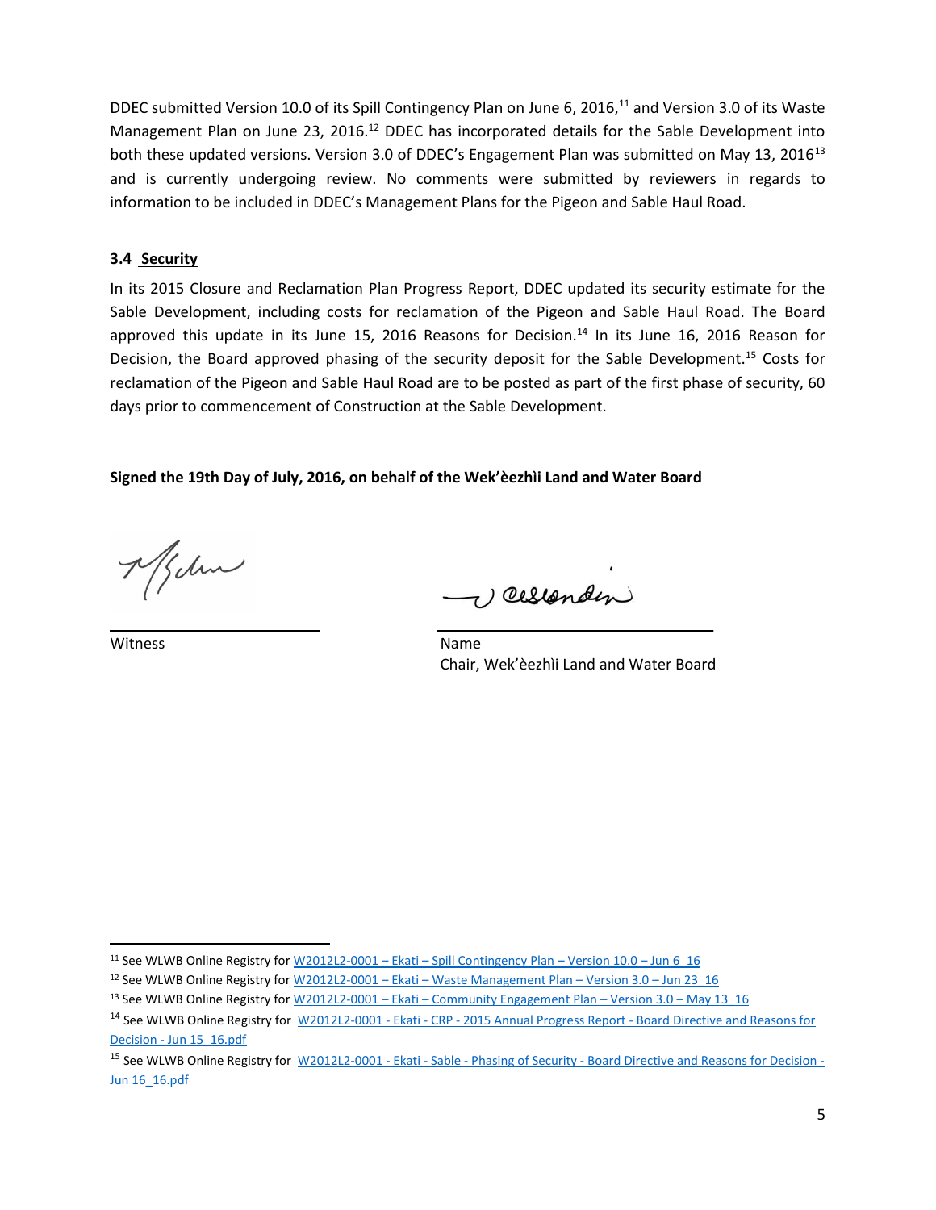DDEC submitted Version 10.0 of its Spill Contingency Plan on June 6, 2016,[11] and Version 3.0 of its Waste Management Plan on June 23, 2016.[12] DDEC has incorporated details for the Sable Development into both these updated versions. Version 3.0 of DDEC's Engagement Plan was submitted on May 13, 2016[13] and is currently undergoing review. No comments were submitted by reviewers in regards to information to be included in DDEC's Management Plans for the Pigeon and Sable Haul Road.

### 3.4 Security

In its 2015 Closure and Reclamation Plan Progress Report, DDEC updated its security estimate for the Sable Development, including costs for reclamation of the Pigeon and Sable Haul Road. The Board approved this update in its June 15, 2016 Reasons for Decision.[14] In its June 16, 2016 Reason for Decision, the Board approved phasing of the security deposit for the Sable Development.[15] Costs for reclamation of the Pigeon and Sable Haul Road are to be posted as part of the first phase of security, 60 days prior to commencement of Construction at the Sable Development.

**Signed the 19th Day of July, 2016, on behalf of the Wek'èezhìi Land and Water Board**

Witness

Name
Chair, Wek'èezhìi Land and Water Board

---

[11] See WLWB Online Registry for W2012L2-0001 – Ekati – Spill Contingency Plan – Version 10.0 – Jun 6_16

[12] See WLWB Online Registry for W2012L2-0001 – Ekati – Waste Management Plan – Version 3.0 – Jun 23_16

[13] See WLWB Online Registry for W2012L2-0001 – Ekati – Community Engagement Plan – Version 3.0 – May 13_16

[14] See WLWB Online Registry for W2012L2-0001 - Ekati - CRP - 2015 Annual Progress Report - Board Directive and Reasons for Decision - Jun 15_16.pdf

[15] See WLWB Online Registry for W2012L2-0001 - Ekati - Sable - Phasing of Security - Board Directive and Reasons for Decision - Jun 16_16.pdf